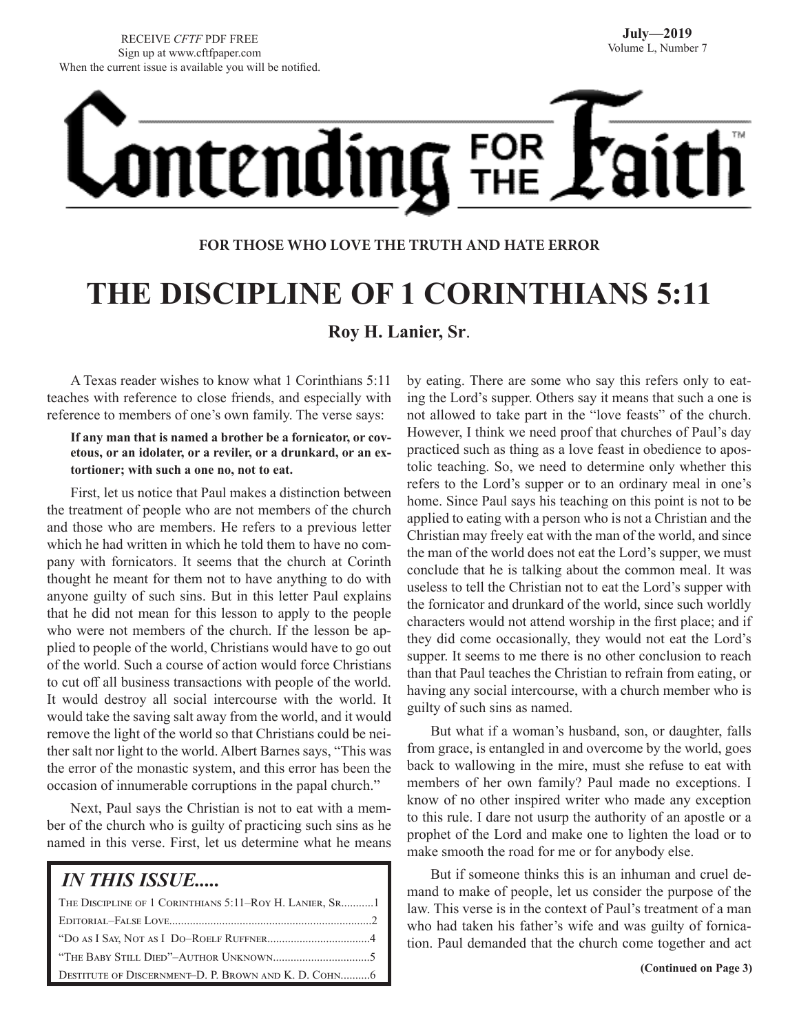RECEIVE *CFTF* PDF FREE
Sign up at www.cftfpaper.com
When the current issue is available you will be notified.

**July—2019**
Volume L, Number 7

# Contending FOR THE Faith™

**FOR THOSE WHO LOVE THE TRUTH AND HATE ERROR**

## THE DISCIPLINE OF 1 CORINTHIANS 5:11

**Roy H. Lanier, Sr.**

A Texas reader wishes to know what 1 Corinthians 5:11 teaches with reference to close friends, and especially with reference to members of one's own family. The verse says:

> **If any man that is named a brother be a fornicator, or covetous, or an idolater, or a reviler, or a drunkard, or an extortioner; with such a one no, not to eat.**

First, let us notice that Paul makes a distinction between the treatment of people who are not members of the church and those who are members. He refers to a previous letter which he had written in which he told them to have no company with fornicators. It seems that the church at Corinth thought he meant for them not to have anything to do with anyone guilty of such sins. But in this letter Paul explains that he did not mean for this lesson to apply to the people who were not members of the church. If the lesson be applied to people of the world, Christians would have to go out of the world. Such a course of action would force Christians to cut off all business transactions with people of the world. It would destroy all social intercourse with the world. It would take the saving salt away from the world, and it would remove the light of the world so that Christians could be neither salt nor light to the world. Albert Barnes says, "This was the error of the monastic system, and this error has been the occasion of innumerable corruptions in the papal church."

Next, Paul says the Christian is not to eat with a member of the church who is guilty of practicing such sins as he named in this verse. First, let us determine what he means by eating. There are some who say this refers only to eating the Lord's supper. Others say it means that such a one is not allowed to take part in the "love feasts" of the church. However, I think we need proof that churches of Paul's day practiced such as thing as a love feast in obedience to apostolic teaching. So, we need to determine only whether this refers to the Lord's supper or to an ordinary meal in one's home. Since Paul says his teaching on this point is not to be applied to eating with a person who is not a Christian and the Christian may freely eat with the man of the world, and since the man of the world does not eat the Lord's supper, we must conclude that he is talking about the common meal. It was useless to tell the Christian not to eat the Lord's supper with the fornicator and drunkard of the world, since such worldly characters would not attend worship in the first place; and if they did come occasionally, they would not eat the Lord's supper. It seems to me there is no other conclusion to reach than that Paul teaches the Christian to refrain from eating, or having any social intercourse, with a church member who is guilty of such sins as named.

But what if a woman's husband, son, or daughter, falls from grace, is entangled in and overcome by the world, goes back to wallowing in the mire, must she refuse to eat with members of her own family? Paul made no exceptions. I know of no other inspired writer who made any exception to this rule. I dare not usurp the authority of an apostle or a prophet of the Lord and make one to lighten the load or to make smooth the road for me or for anybody else.

But if someone thinks this is an inhuman and cruel demand to make of people, let us consider the purpose of the law. This verse is in the context of Paul's treatment of a man who had taken his father's wife and was guilty of fornication. Paul demanded that the church come together and act

**(Continued on Page 3)**

### *IN THIS ISSUE.....*

The Discipline of 1 Corinthians 5:11–Roy H. Lanier, Sr...........1
Editorial–False Love....................................................................2
"Do as I Say, Not as I Do–Roelf Ruffner..................................4
"The Baby Still Died"–Author Unknown.................................5
Destitute of Discernment–D. P. Brown and K. D. Cohn..........6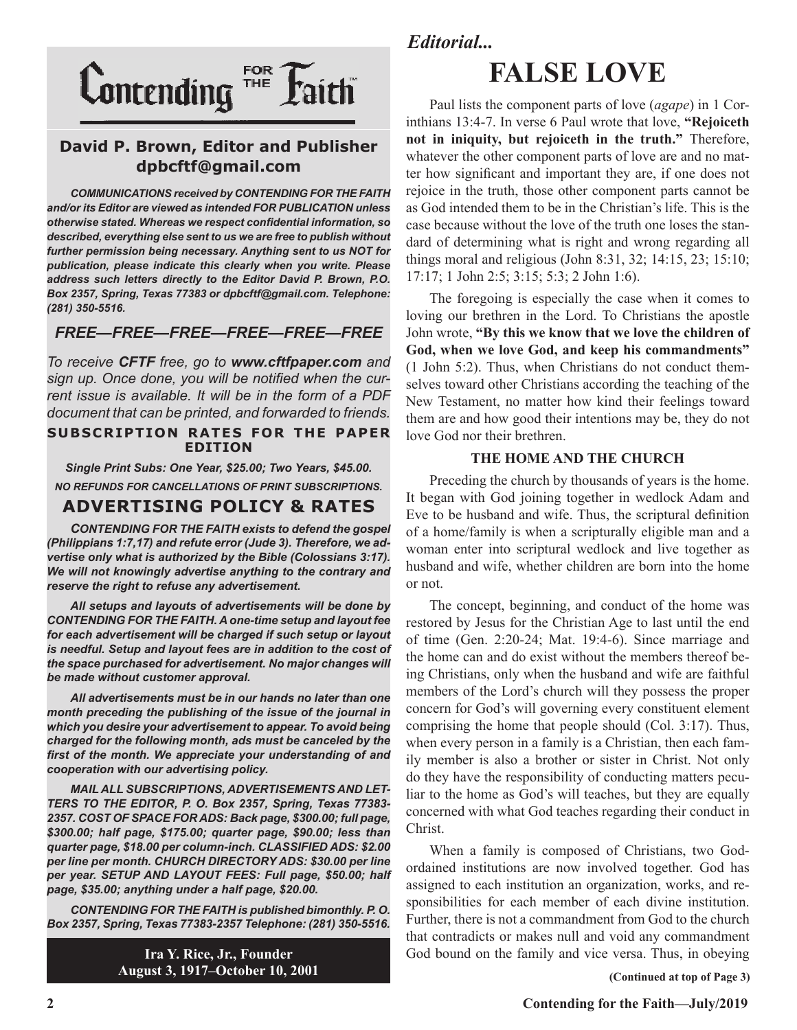# Contending FOR THE Faith™

**David P. Brown, Editor and Publisher**
**dpbcftf@gmail.com**

***COMMUNICATIONS received by CONTENDING FOR THE FAITH and/or its Editor are viewed as intended FOR PUBLICATION unless otherwise stated. Whereas we respect confidential information, so described, everything else sent to us we are free to publish without further permission being necessary. Anything sent to us NOT for publication, please indicate this clearly when you write. Please address such letters directly to the Editor David P. Brown, P.O. Box 2357, Spring, Texas 77383 or dpbcftf@gmail.com. Telephone: (281) 350-5516.***

## *FREE—FREE—FREE—FREE—FREE—FREE*

*To receive **CFTF** free, go to **www.cftfpaper.com** and sign up. Once done, you will be notified when the current issue is available. It will be in the form of a PDF document that can be printed, and forwarded to friends.*

**SUBSCRIPTION RATES FOR THE PAPER EDITION**

***Single Print Subs: One Year, $25.00; Two Years, $45.00.***

***NO REFUNDS FOR CANCELLATIONS OF PRINT SUBSCRIPTIONS.***

## ADVERTISING POLICY & RATES

***CONTENDING FOR THE FAITH exists to defend the gospel (Philippians 1:7,17) and refute error (Jude 3). Therefore, we advertise only what is authorized by the Bible (Colossians 3:17). We will not knowingly advertise anything to the contrary and reserve the right to refuse any advertisement.***

***All setups and layouts of advertisements will be done by CONTENDING FOR THE FAITH. A one-time setup and layout fee for each advertisement will be charged if such setup or layout is needful. Setup and layout fees are in addition to the cost of the space purchased for advertisement. No major changes will be made without customer approval.***

***All advertisements must be in our hands no later than one month preceding the publishing of the issue of the journal in which you desire your advertisement to appear. To avoid being charged for the following month, ads must be canceled by the first of the month. We appreciate your understanding of and cooperation with our advertising policy.***

***MAIL ALL SUBSCRIPTIONS, ADVERTISEMENTS AND LETTERS TO THE EDITOR, P. O. Box 2357, Spring, Texas 77383-2357. COST OF SPACE FOR ADS: Back page, $300.00; full page, $300.00; half page, $175.00; quarter page, $90.00; less than quarter page, $18.00 per column-inch. CLASSIFIED ADS: $2.00 per line per month. CHURCH DIRECTORY ADS: $30.00 per line per year. SETUP AND LAYOUT FEES: Full page, $50.00; half page, $35.00; anything under a half page, $20.00.***

***CONTENDING FOR THE FAITH is published bimonthly. P. O. Box 2357, Spring, Texas 77383-2357 Telephone: (281) 350-5516.***

**Ira Y. Rice, Jr., Founder**
**August 3, 1917–October 10, 2001**

*Editorial...*

# FALSE LOVE

Paul lists the component parts of love (*agape*) in 1 Corinthians 13:4-7. In verse 6 Paul wrote that love, **"Rejoiceth not in iniquity, but rejoiceth in the truth."** Therefore, whatever the other component parts of love are and no matter how significant and important they are, if one does not rejoice in the truth, those other component parts cannot be as God intended them to be in the Christian's life. This is the case because without the love of the truth one loses the standard of determining what is right and wrong regarding all things moral and religious (John 8:31, 32; 14:15, 23; 15:10; 17:17; 1 John 2:5; 3:15; 5:3; 2 John 1:6).

The foregoing is especially the case when it comes to loving our brethren in the Lord. To Christians the apostle John wrote, **"By this we know that we love the children of God, when we love God, and keep his commandments"** (1 John 5:2). Thus, when Christians do not conduct themselves toward other Christians according the teaching of the New Testament, no matter how kind their feelings toward them are and how good their intentions may be, they do not love God nor their brethren.

### THE HOME AND THE CHURCH

Preceding the church by thousands of years is the home. It began with God joining together in wedlock Adam and Eve to be husband and wife. Thus, the scriptural definition of a home/family is when a scripturally eligible man and a woman enter into scriptural wedlock and live together as husband and wife, whether children are born into the home or not.

The concept, beginning, and conduct of the home was restored by Jesus for the Christian Age to last until the end of time (Gen. 2:20-24; Mat. 19:4-6). Since marriage and the home can and do exist without the members thereof being Christians, only when the husband and wife are faithful members of the Lord's church will they possess the proper concern for God's will governing every constituent element comprising the home that people should (Col. 3:17). Thus, when every person in a family is a Christian, then each family member is also a brother or sister in Christ. Not only do they have the responsibility of conducting matters peculiar to the home as God's will teaches, but they are equally concerned with what God teaches regarding their conduct in Christ.

When a family is composed of Christians, two God-ordained institutions are now involved together. God has assigned to each institution an organization, works, and responsibilities for each member of each divine institution. Further, there is not a commandment from God to the church that contradicts or makes null and void any commandment God bound on the family and vice versa. Thus, in obeying

**(Continued at top of Page 3)**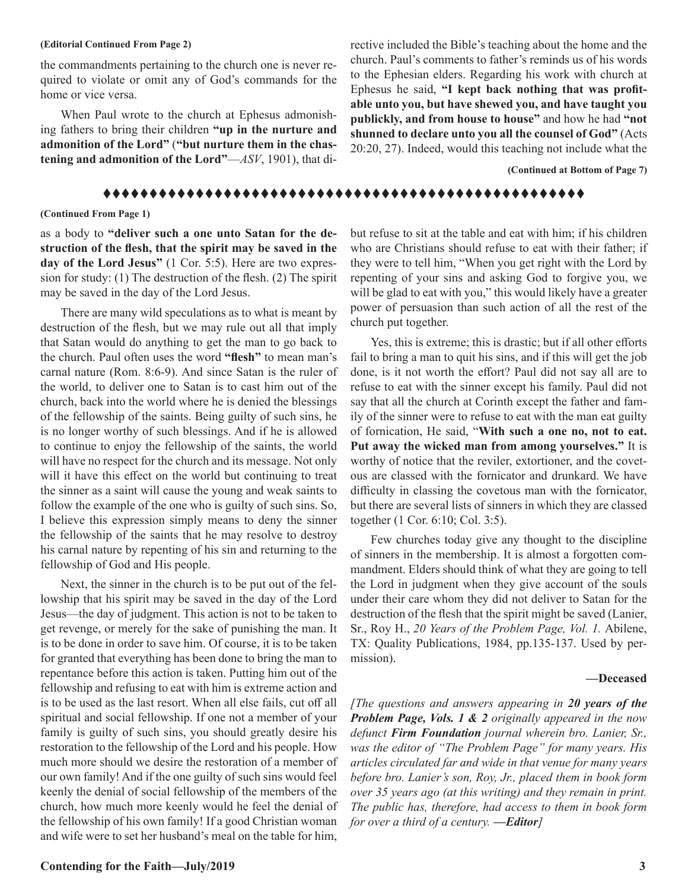**(Editorial Continued From Page 2)**

the commandments pertaining to the church one is never required to violate or omit any of God's commands for the home or vice versa.

When Paul wrote to the church at Ephesus admonishing fathers to bring their children **"up in the nurture and admonition of the Lord"** (**"but nurture them in the chastening and admonition of the Lord"**—*ASV*, 1901), that directive included the Bible's teaching about the home and the church. Paul's comments to father's reminds us of his words to the Ephesian elders. Regarding his work with church at Ephesus he said, **"I kept back nothing that was profitable unto you, but have shewed you, and have taught you publickly, and from house to house"** and how he had **"not shunned to declare unto you all the counsel of God"** (Acts 20:20, 27). Indeed, would this teaching not include what the

**(Continued at Bottom of Page 7)**

♦♦♦♦♦♦♦♦♦♦♦♦♦♦♦♦♦♦♦♦♦♦♦♦♦♦♦♦♦♦♦♦♦♦♦♦♦♦♦♦♦♦♦♦♦♦♦♦♦♦♦♦♦

**(Continued From Page 1)**

as a body to **"deliver such a one unto Satan for the destruction of the flesh, that the spirit may be saved in the day of the Lord Jesus"** (1 Cor. 5:5). Here are two expression for study: (1) The destruction of the flesh. (2) The spirit may be saved in the day of the Lord Jesus.

There are many wild speculations as to what is meant by destruction of the flesh, but we may rule out all that imply that Satan would do anything to get the man to go back to the church. Paul often uses the word **"flesh"** to mean man's carnal nature (Rom. 8:6-9). And since Satan is the ruler of the world, to deliver one to Satan is to cast him out of the church, back into the world where he is denied the blessings of the fellowship of the saints. Being guilty of such sins, he is no longer worthy of such blessings. And if he is allowed to continue to enjoy the fellowship of the saints, the world will have no respect for the church and its message. Not only will it have this effect on the world but continuing to treat the sinner as a saint will cause the young and weak saints to follow the example of the one who is guilty of such sins. So, I believe this expression simply means to deny the sinner the fellowship of the saints that he may resolve to destroy his carnal nature by repenting of his sin and returning to the fellowship of God and His people.

Next, the sinner in the church is to be put out of the fellowship that his spirit may be saved in the day of the Lord Jesus—the day of judgment. This action is not to be taken to get revenge, or merely for the sake of punishing the man. It is to be done in order to save him. Of course, it is to be taken for granted that everything has been done to bring the man to repentance before this action is taken. Putting him out of the fellowship and refusing to eat with him is extreme action and is to be used as the last resort. When all else fails, cut off all spiritual and social fellowship. If one not a member of your family is guilty of such sins, you should greatly desire his restoration to the fellowship of the Lord and his people. How much more should we desire the restoration of a member of our own family! And if the one guilty of such sins would feel keenly the denial of social fellowship of the members of the church, how much more keenly would he feel the denial of the fellowship of his own family! If a good Christian woman and wife were to set her husband's meal on the table for him, but refuse to sit at the table and eat with him; if his children who are Christians should refuse to eat with their father; if they were to tell him, "When you get right with the Lord by repenting of your sins and asking God to forgive you, we will be glad to eat with you," this would likely have a greater power of persuasion than such action of all the rest of the church put together.

Yes, this is extreme; this is drastic; but if all other efforts fail to bring a man to quit his sins, and if this will get the job done, is it not worth the effort? Paul did not say all are to refuse to eat with the sinner except his family. Paul did not say that all the church at Corinth except the father and family of the sinner were to refuse to eat with the man eat guilty of fornication, He said, "**With such a one no, not to eat. Put away the wicked man from among yourselves."** It is worthy of notice that the reviler, extortioner, and the covetous are classed with the fornicator and drunkard. We have difficulty in classing the covetous man with the fornicator, but there are several lists of sinners in which they are classed together (1 Cor. 6:10; Col. 3:5).

Few churches today give any thought to the discipline of sinners in the membership. It is almost a forgotten commandment. Elders should think of what they are going to tell the Lord in judgment when they give account of the souls under their care whom they did not deliver to Satan for the destruction of the flesh that the spirit might be saved (Lanier, Sr., Roy H., *20 Years of the Problem Page, Vol. 1.* Abilene, TX: Quality Publications, 1984, pp.135-137. Used by permission).

**—Deceased**

*[The questions and answers appearing in **20 years of the Problem Page, Vols. 1 & 2** originally appeared in the now defunct **Firm Foundation** journal wherein bro. Lanier, Sr., was the editor of "The Problem Page" for many years. His articles circulated far and wide in that venue for many years before bro. Lanier's son, Roy, Jr., placed them in book form over 35 years ago (at this writing) and they remain in print. The public has, therefore, had access to them in book form for over a third of a century. **—Editor**]*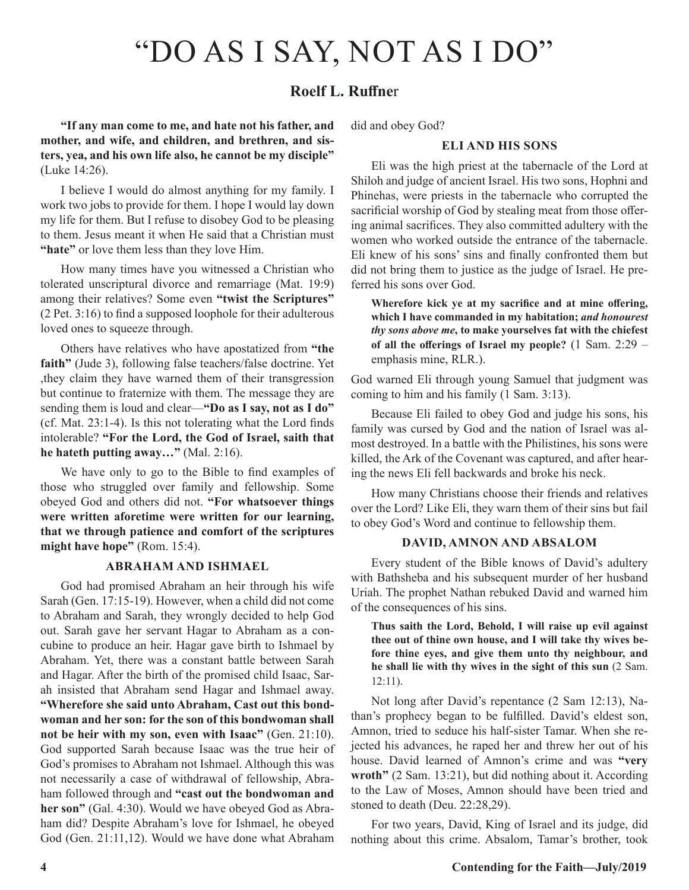# "DO AS I SAY, NOT AS I DO"

## Roelf L. Ruffner

**"If any man come to me, and hate not his father, and mother, and wife, and children, and brethren, and sisters, yea, and his own life also, he cannot be my disciple"** (Luke 14:26).

I believe I would do almost anything for my family. I work two jobs to provide for them. I hope I would lay down my life for them. But I refuse to disobey God to be pleasing to them. Jesus meant it when He said that a Christian must **"hate"** or love them less than they love Him.

How many times have you witnessed a Christian who tolerated unscriptural divorce and remarriage (Mat. 19:9) among their relatives? Some even **"twist the Scriptures"** (2 Pet. 3:16) to find a supposed loophole for their adulterous loved ones to squeeze through.

Others have relatives who have apostatized from **"the faith"** (Jude 3), following false teachers/false doctrine. Yet ,they claim they have warned them of their transgression but continue to fraternize with them. The message they are sending them is loud and clear—**"Do as I say, not as I do"** (cf. Mat. 23:1-4). Is this not tolerating what the Lord finds intolerable? **"For the Lord, the God of Israel, saith that he hateth putting away…"** (Mal. 2:16).

We have only to go to the Bible to find examples of those who struggled over family and fellowship. Some obeyed God and others did not. **"For whatsoever things were written aforetime were written for our learning, that we through patience and comfort of the scriptures might have hope"** (Rom. 15:4).

### ABRAHAM AND ISHMAEL

God had promised Abraham an heir through his wife Sarah (Gen. 17:15-19). However, when a child did not come to Abraham and Sarah, they wrongly decided to help God out. Sarah gave her servant Hagar to Abraham as a concubine to produce an heir. Hagar gave birth to Ishmael by Abraham. Yet, there was a constant battle between Sarah and Hagar. After the birth of the promised child Isaac, Sarah insisted that Abraham send Hagar and Ishmael away. **"Wherefore she said unto Abraham, Cast out this bondwoman and her son: for the son of this bondwoman shall not be heir with my son, even with Isaac"** (Gen. 21:10). God supported Sarah because Isaac was the true heir of God's promises to Abraham not Ishmael. Although this was not necessarily a case of withdrawal of fellowship, Abraham followed through and **"cast out the bondwoman and her son"** (Gal. 4:30). Would we have obeyed God as Abraham did? Despite Abraham's love for Ishmael, he obeyed God (Gen. 21:11,12). Would we have done what Abraham did and obey God?

### ELI AND HIS SONS

Eli was the high priest at the tabernacle of the Lord at Shiloh and judge of ancient Israel. His two sons, Hophni and Phinehas, were priests in the tabernacle who corrupted the sacrificial worship of God by stealing meat from those offering animal sacrifices. They also committed adultery with the women who worked outside the entrance of the tabernacle. Eli knew of his sons' sins and finally confronted them but did not bring them to justice as the judge of Israel. He preferred his sons over God.

> **Wherefore kick ye at my sacrifice and at mine offering, which I have commanded in my habitation;** ***and honourest thy sons above me*****, to make yourselves fat with the chiefest of all the offerings of Israel my people?** (1 Sam. 2:29 – emphasis mine, RLR.).

God warned Eli through young Samuel that judgment was coming to him and his family (1 Sam. 3:13).

Because Eli failed to obey God and judge his sons, his family was cursed by God and the nation of Israel was almost destroyed. In a battle with the Philistines, his sons were killed, the Ark of the Covenant was captured, and after hearing the news Eli fell backwards and broke his neck.

How many Christians choose their friends and relatives over the Lord? Like Eli, they warn them of their sins but fail to obey God's Word and continue to fellowship them.

### DAVID, AMNON AND ABSALOM

Every student of the Bible knows of David's adultery with Bathsheba and his subsequent murder of her husband Uriah. The prophet Nathan rebuked David and warned him of the consequences of his sins.

> **Thus saith the Lord, Behold, I will raise up evil against thee out of thine own house, and I will take thy wives before thine eyes, and give them unto thy neighbour, and he shall lie with thy wives in the sight of this sun** (2 Sam. 12:11).

Not long after David's repentance (2 Sam 12:13), Nathan's prophecy began to be fulfilled. David's eldest son, Amnon, tried to seduce his half-sister Tamar. When she rejected his advances, he raped her and threw her out of his house. David learned of Amnon's crime and was **"very wroth"** (2 Sam. 13:21), but did nothing about it. According to the Law of Moses, Amnon should have been tried and stoned to death (Deu. 22:28,29).

For two years, David, King of Israel and its judge, did nothing about this crime. Absalom, Tamar's brother, took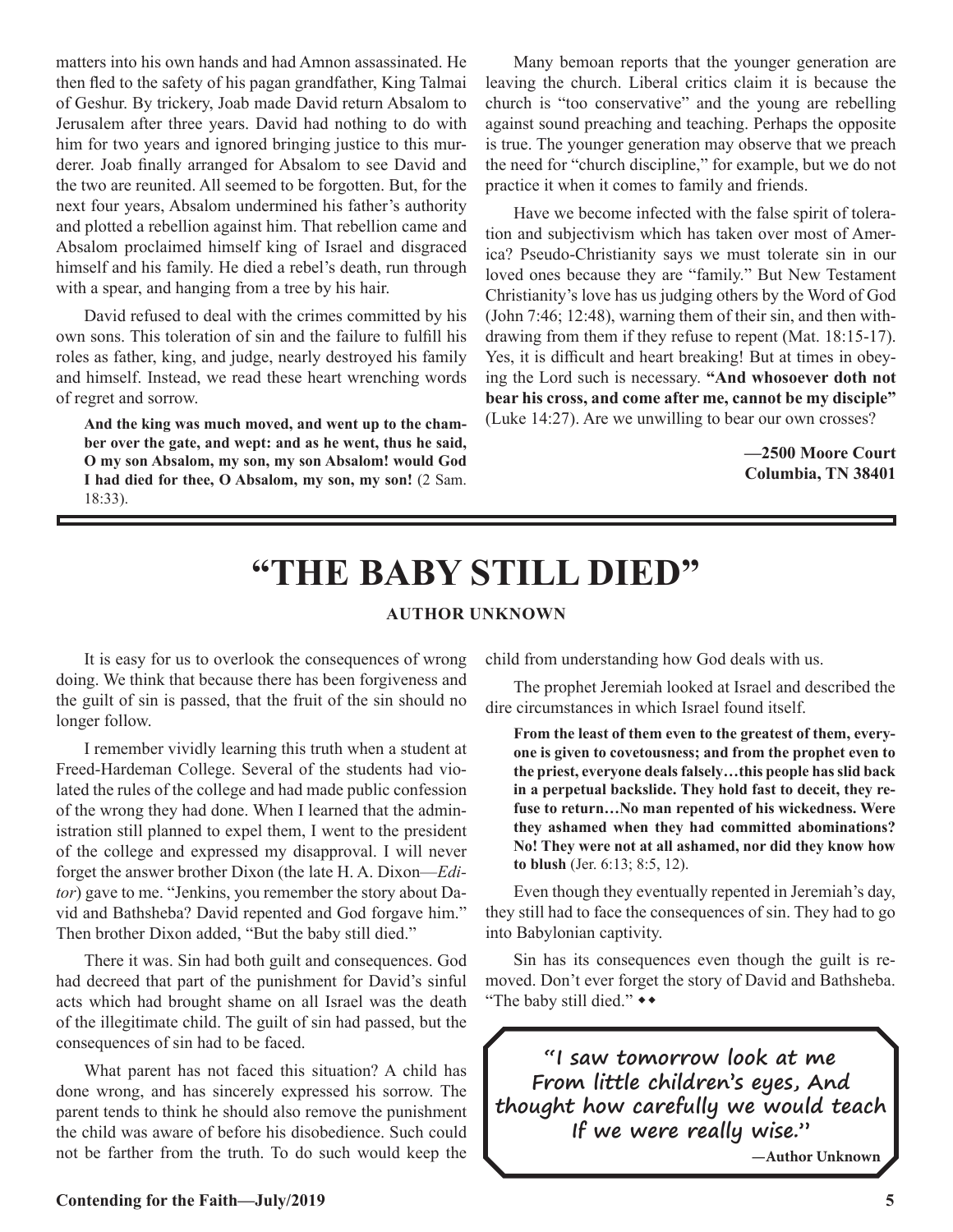matters into his own hands and had Amnon assassinated. He then fled to the safety of his pagan grandfather, King Talmai of Geshur. By trickery, Joab made David return Absalom to Jerusalem after three years. David had nothing to do with him for two years and ignored bringing justice to this murderer. Joab finally arranged for Absalom to see David and the two are reunited. All seemed to be forgotten. But, for the next four years, Absalom undermined his father's authority and plotted a rebellion against him. That rebellion came and Absalom proclaimed himself king of Israel and disgraced himself and his family. He died a rebel's death, run through with a spear, and hanging from a tree by his hair.

David refused to deal with the crimes committed by his own sons. This toleration of sin and the failure to fulfill his roles as father, king, and judge, nearly destroyed his family and himself. Instead, we read these heart wrenching words of regret and sorrow.

> **And the king was much moved, and went up to the chamber over the gate, and wept: and as he went, thus he said, O my son Absalom, my son, my son Absalom! would God I had died for thee, O Absalom, my son, my son!** (2 Sam. 18:33).

Many bemoan reports that the younger generation are leaving the church. Liberal critics claim it is because the church is "too conservative" and the young are rebelling against sound preaching and teaching. Perhaps the opposite is true. The younger generation may observe that we preach the need for "church discipline," for example, but we do not practice it when it comes to family and friends.

Have we become infected with the false spirit of toleration and subjectivism which has taken over most of America? Pseudo-Christianity says we must tolerate sin in our loved ones because they are "family." But New Testament Christianity's love has us judging others by the Word of God (John 7:46; 12:48), warning them of their sin, and then withdrawing from them if they refuse to repent (Mat. 18:15-17). Yes, it is difficult and heart breaking! But at times in obeying the Lord such is necessary. **"And whosoever doth not bear his cross, and come after me, cannot be my disciple"** (Luke 14:27). Are we unwilling to bear our own crosses?

**—2500 Moore Court**
**Columbia, TN 38401**

---

# "THE BABY STILL DIED"

**AUTHOR UNKNOWN**

It is easy for us to overlook the consequences of wrong doing. We think that because there has been forgiveness and the guilt of sin is passed, that the fruit of the sin should no longer follow.

I remember vividly learning this truth when a student at Freed-Hardeman College. Several of the students had violated the rules of the college and had made public confession of the wrong they had done. When I learned that the administration still planned to expel them, I went to the president of the college and expressed my disapproval. I will never forget the answer brother Dixon (the late H. A. Dixon—*Editor*) gave to me. "Jenkins, you remember the story about David and Bathsheba? David repented and God forgave him." Then brother Dixon added, "But the baby still died."

There it was. Sin had both guilt and consequences. God had decreed that part of the punishment for David's sinful acts which had brought shame on all Israel was the death of the illegitimate child. The guilt of sin had passed, but the consequences of sin had to be faced.

What parent has not faced this situation? A child has done wrong, and has sincerely expressed his sorrow. The parent tends to think he should also remove the punishment the child was aware of before his disobedience. Such could not be farther from the truth. To do such would keep the child from understanding how God deals with us.

The prophet Jeremiah looked at Israel and described the dire circumstances in which Israel found itself.

> **From the least of them even to the greatest of them, everyone is given to covetousness; and from the prophet even to the priest, everyone deals falsely…this people has slid back in a perpetual backslide. They hold fast to deceit, they refuse to return…No man repented of his wickedness. Were they ashamed when they had committed abominations? No! They were not at all ashamed, nor did they know how to blush** (Jer. 6:13; 8:5, 12).

Even though they eventually repented in Jeremiah's day, they still had to face the consequences of sin. They had to go into Babylonian captivity.

Sin has its consequences even though the guilt is removed. Don't ever forget the story of David and Bathsheba. "The baby still died." ◆◆

> **"I saw tomorrow look at me**
> **From little children's eyes, And**
> **thought how carefully we would teach**
> **If we were really wise."**
>
> **—Author Unknown**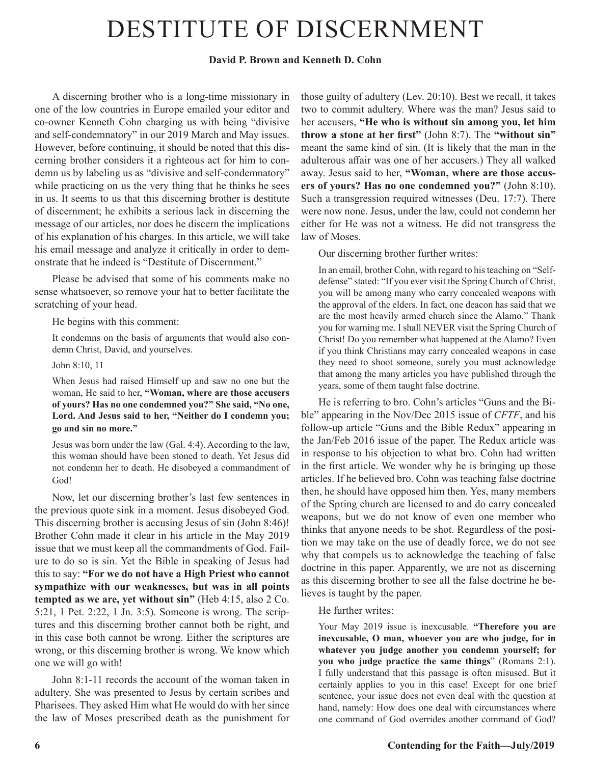# DESTITUTE OF DISCERNMENT

**David P. Brown and Kenneth D. Cohn**

A discerning brother who is a long-time missionary in one of the low countries in Europe emailed your editor and co-owner Kenneth Cohn charging us with being "divisive and self-condemnatory" in our 2019 March and May issues. However, before continuing, it should be noted that this discerning brother considers it a righteous act for him to condemn us by labeling us as "divisive and self-condemnatory" while practicing on us the very thing that he thinks he sees in us. It seems to us that this discerning brother is destitute of discernment; he exhibits a serious lack in discerning the message of our articles, nor does he discern the implications of his explanation of his charges. In this article, we will take his email message and analyze it critically in order to demonstrate that he indeed is "Destitute of Discernment."

Please be advised that some of his comments make no sense whatsoever, so remove your hat to better facilitate the scratching of your head.

He begins with this comment:

> It condemns on the basis of arguments that would also condemn Christ, David, and yourselves.
>
> John 8:10, 11
>
> When Jesus had raised Himself up and saw no one but the woman, He said to her, **"Woman, where are those accusers of yours? Has no one condemned you?" She said, "No one, Lord. And Jesus said to her, "Neither do I condemn you; go and sin no more."**
>
> Jesus was born under the law (Gal. 4:4). According to the law, this woman should have been stoned to death. Yet Jesus did not condemn her to death. He disobeyed a commandment of God!

Now, let our discerning brother's last few sentences in the previous quote sink in a moment. Jesus disobeyed God. This discerning brother is accusing Jesus of sin (John 8:46)! Brother Cohn made it clear in his article in the May 2019 issue that we must keep all the commandments of God. Failure to do so is sin. Yet the Bible in speaking of Jesus had this to say: **"For we do not have a High Priest who cannot sympathize with our weaknesses, but was in all points tempted as we are, yet without sin"** (Heb 4:15, also 2 Co. 5:21, 1 Pet. 2:22, 1 Jn. 3:5). Someone is wrong. The scriptures and this discerning brother cannot both be right, and in this case both cannot be wrong. Either the scriptures are wrong, or this discerning brother is wrong. We know which one we will go with!

John 8:1-11 records the account of the woman taken in adultery. She was presented to Jesus by certain scribes and Pharisees. They asked Him what He would do with her since the law of Moses prescribed death as the punishment for those guilty of adultery (Lev. 20:10). Best we recall, it takes two to commit adultery. Where was the man? Jesus said to her accusers, **"He who is without sin among you, let him throw a stone at her first"** (John 8:7). The **"without sin"** meant the same kind of sin. (It is likely that the man in the adulterous affair was one of her accusers.) They all walked away. Jesus said to her, **"Woman, where are those accusers of yours? Has no one condemned you?"** (John 8:10). Such a transgression required witnesses (Deu. 17:7). There were now none. Jesus, under the law, could not condemn her either for He was not a witness. He did not transgress the law of Moses.

Our discerning brother further writes:

> In an email, brother Cohn, with regard to his teaching on "Self-defense" stated: "If you ever visit the Spring Church of Christ, you will be among many who carry concealed weapons with the approval of the elders. In fact, one deacon has said that we are the most heavily armed church since the Alamo." Thank you for warning me. I shall NEVER visit the Spring Church of Christ! Do you remember what happened at the Alamo? Even if you think Christians may carry concealed weapons in case they need to shoot someone, surely you must acknowledge that among the many articles you have published through the years, some of them taught false doctrine.

He is referring to bro. Cohn's articles "Guns and the Bible" appearing in the Nov/Dec 2015 issue of *CFTF*, and his follow-up article "Guns and the Bible Redux" appearing in the Jan/Feb 2016 issue of the paper. The Redux article was in response to his objection to what bro. Cohn had written in the first article. We wonder why he is bringing up those articles. If he believed bro. Cohn was teaching false doctrine then, he should have opposed him then. Yes, many members of the Spring church are licensed to and do carry concealed weapons, but we do not know of even one member who thinks that anyone needs to be shot. Regardless of the position we may take on the use of deadly force, we do not see why that compels us to acknowledge the teaching of false doctrine in this paper. Apparently, we are not as discerning as this discerning brother to see all the false doctrine he believes is taught by the paper.

He further writes:

> Your May 2019 issue is inexcusable. **"Therefore you are inexcusable, O man, whoever you are who judge, for in whatever you judge another you condemn yourself; for you who judge practice the same things"** (Romans 2:1). I fully understand that this passage is often misused. But it certainly applies to you in this case! Except for one brief sentence, your issue does not even deal with the question at hand, namely: How does one deal with circumstances where one command of God overrides another command of God?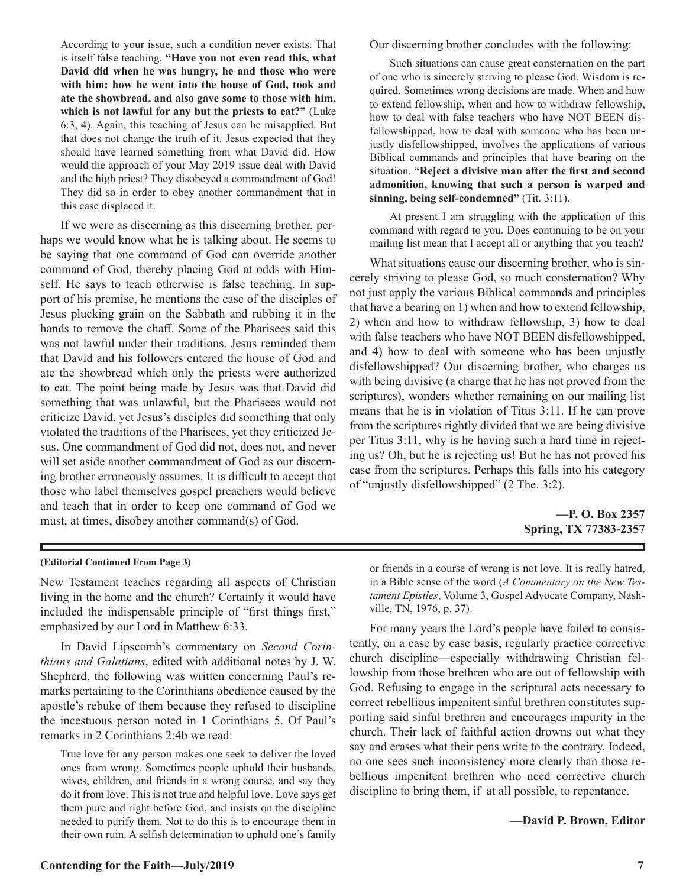> According to your issue, such a condition never exists. That is itself false teaching. **"Have you not even read this, what David did when he was hungry, he and those who were with him: how he went into the house of God, took and ate the showbread, and also gave some to those with him, which is not lawful for any but the priests to eat?"** (Luke 6:3, 4). Again, this teaching of Jesus can be misapplied. But that does not change the truth of it. Jesus expected that they should have learned something from what David did. How would the approach of your May 2019 issue deal with David and the high priest? They disobeyed a commandment of God! They did so in order to obey another commandment that in this case displaced it.

If we were as discerning as this discerning brother, perhaps we would know what he is talking about. He seems to be saying that one command of God can override another command of God, thereby placing God at odds with Himself. He says to teach otherwise is false teaching. In support of his premise, he mentions the case of the disciples of Jesus plucking grain on the Sabbath and rubbing it in the hands to remove the chaff. Some of the Pharisees said this was not lawful under their traditions. Jesus reminded them that David and his followers entered the house of God and ate the showbread which only the priests were authorized to eat. The point being made by Jesus was that David did something that was unlawful, but the Pharisees would not criticize David, yet Jesus's disciples did something that only violated the traditions of the Pharisees, yet they criticized Jesus. One commandment of God did not, does not, and never will set aside another commandment of God as our discerning brother erroneously assumes. It is difficult to accept that those who label themselves gospel preachers would believe and teach that in order to keep one command of God we must, at times, disobey another command(s) of God.

Our discerning brother concludes with the following:

> Such situations can cause great consternation on the part of one who is sincerely striving to please God. Wisdom is required. Sometimes wrong decisions are made. When and how to extend fellowship, when and how to withdraw fellowship, how to deal with false teachers who have NOT BEEN disfellowshipped, how to deal with someone who has been unjustly disfellowshipped, involves the applications of various Biblical commands and principles that have bearing on the situation. **"Reject a divisive man after the first and second admonition, knowing that such a person is warped and sinning, being self-condemned"** (Tit. 3:11).
>
> At present I am struggling with the application of this command with regard to you. Does continuing to be on your mailing list mean that I accept all or anything that you teach?

What situations cause our discerning brother, who is sincerely striving to please God, so much consternation? Why not just apply the various Biblical commands and principles that have a bearing on 1) when and how to extend fellowship, 2) when and how to withdraw fellowship, 3) how to deal with false teachers who have NOT BEEN disfellowshipped, and 4) how to deal with someone who has been unjustly disfellowshipped? Our discerning brother, who charges us with being divisive (a charge that he has not proved from the scriptures), wonders whether remaining on our mailing list means that he is in violation of Titus 3:11. If he can prove from the scriptures rightly divided that we are being divisive per Titus 3:11, why is he having such a hard time in rejecting us? Oh, but he is rejecting us! But he has not proved his case from the scriptures. Perhaps this falls into his category of "unjustly disfellowshipped" (2 The. 3:2).

**—P. O. Box 2357**
**Spring, TX 77383-2357**

---

**(Editorial Continued From Page 3)**

New Testament teaches regarding all aspects of Christian living in the home and the church? Certainly it would have included the indispensable principle of "first things first," emphasized by our Lord in Matthew 6:33.

In David Lipscomb's commentary on *Second Corinthians and Galatians*, edited with additional notes by J. W. Shepherd, the following was written concerning Paul's remarks pertaining to the Corinthians obedience caused by the apostle's rebuke of them because they refused to discipline the incestuous person noted in 1 Corinthians 5. Of Paul's remarks in 2 Corinthians 2:4b we read:

> True love for any person makes one seek to deliver the loved ones from wrong. Sometimes people uphold their husbands, wives, children, and friends in a wrong course, and say they do it from love. This is not true and helpful love. Love says get them pure and right before God, and insists on the discipline needed to purify them. Not to do this is to encourage them in their own ruin. A selfish determination to uphold one's family or friends in a course of wrong is not love. It is really hatred, in a Bible sense of the word (*A Commentary on the New Testament Epistles*, Volume 3, Gospel Advocate Company, Nashville, TN, 1976, p. 37).

For many years the Lord's people have failed to consistently, on a case by case basis, regularly practice corrective church discipline—especially withdrawing Christian fellowship from those brethren who are out of fellowship with God. Refusing to engage in the scriptural acts necessary to correct rebellious impenitent sinful brethren constitutes supporting said sinful brethren and encourages impurity in the church. Their lack of faithful action drowns out what they say and erases what their pens write to the contrary. Indeed, no one sees such inconsistency more clearly than those rebellious impenitent brethren who need corrective church discipline to bring them, if at all possible, to repentance.

**—David P. Brown, Editor**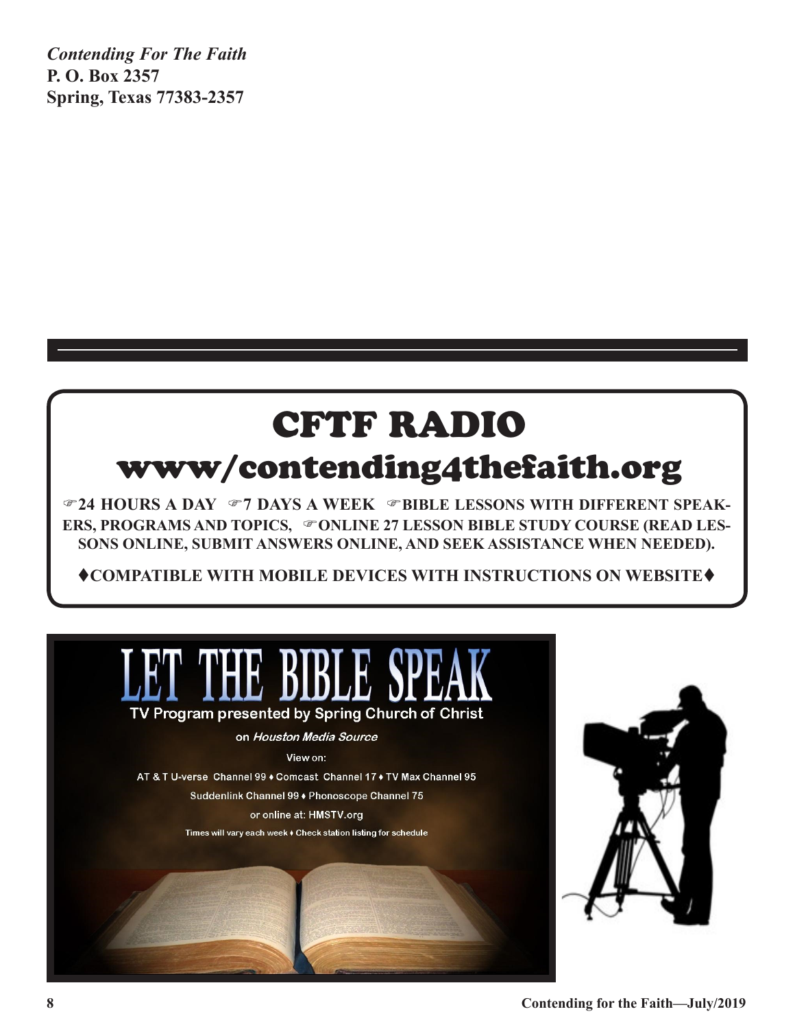*Contending For The Faith*
**P. O. Box 2357**
**Spring, Texas 77383-2357**

# CFTF RADIO

## www/contending4thefaith.org

**☞24 HOURS A DAY ☞7 DAYS A WEEK ☞BIBLE LESSONS WITH DIFFERENT SPEAKERS, PROGRAMS AND TOPICS, ☞ONLINE 27 LESSON BIBLE STUDY COURSE (READ LESSONS ONLINE, SUBMIT ANSWERS ONLINE, AND SEEK ASSISTANCE WHEN NEEDED).**

**♦COMPATIBLE WITH MOBILE DEVICES WITH INSTRUCTIONS ON WEBSITE♦**

# LET THE BIBLE SPEAK

**TV Program presented by Spring Church of Christ**

on *Houston Media Source*

View on:

AT & T U-verse Channel 99 ♦ Comcast Channel 17 ♦ TV Max Channel 95

Suddenlink Channel 99 ♦ Phonoscope Channel 75

or online at: HMSTV.org

Times will vary each week ♦ Check station listing for schedule